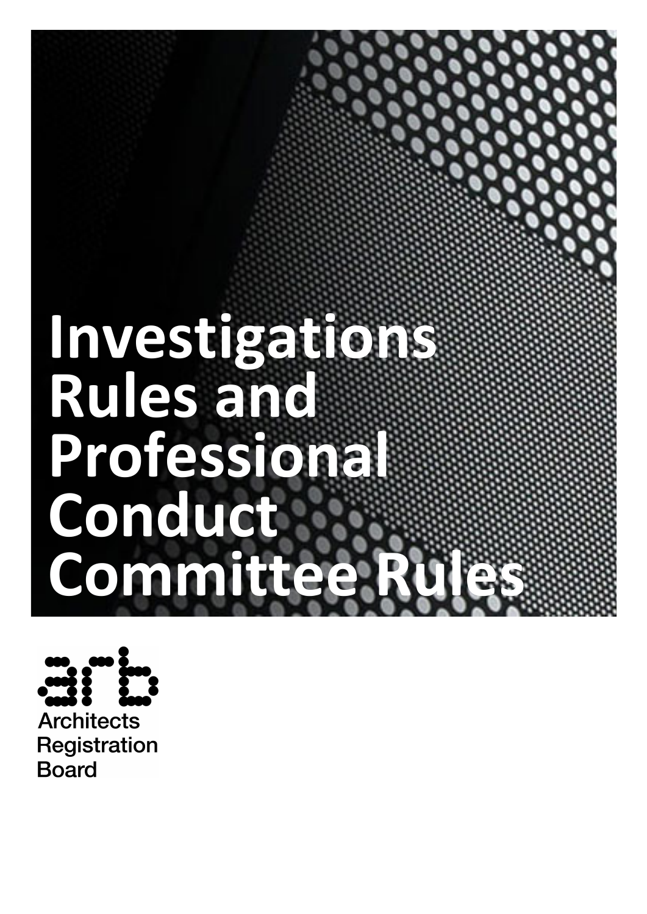# Investigations Rules and Professional Conduct Committee Rules

Architects Registration Board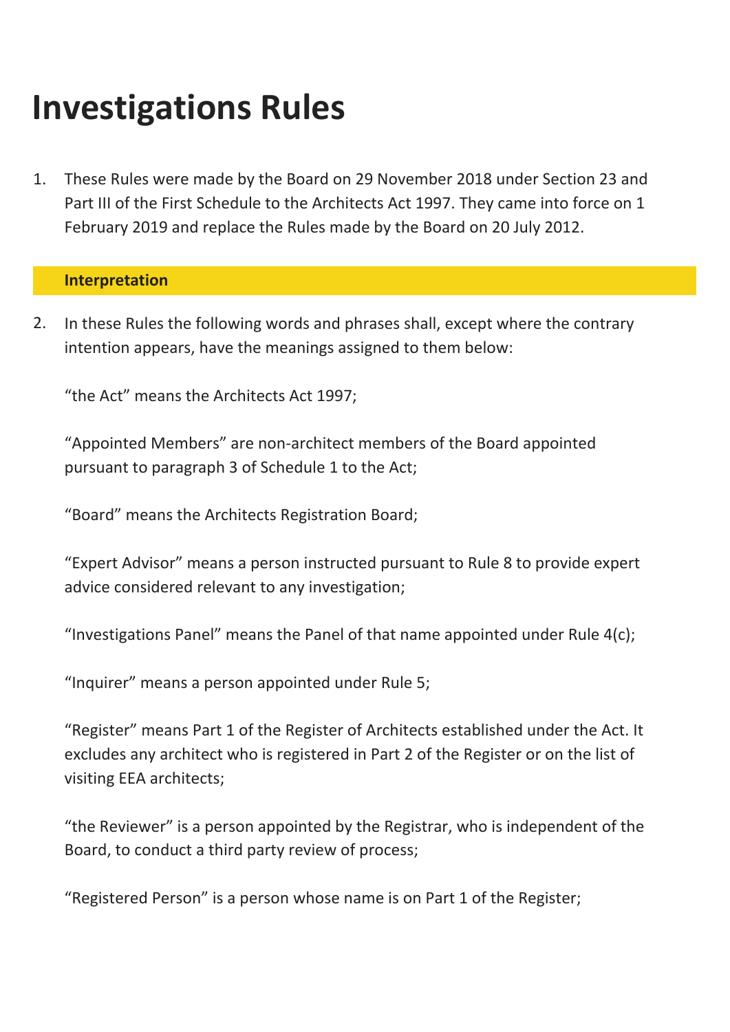# Investigations Rules

1. These Rules were made by the Board on 29 November 2018 under Section 23 and Part III of the First Schedule to the Architects Act 1997. They came into force on 1 February 2019 and replace the Rules made by the Board on 20 July 2012.

## Interpretation

2. In these Rules the following words and phrases shall, except where the contrary intention appears, have the meanings assigned to them below:

   "the Act" means the Architects Act 1997;

   "Appointed Members" are non-architect members of the Board appointed pursuant to paragraph 3 of Schedule 1 to the Act;

   "Board" means the Architects Registration Board;

   "Expert Advisor" means a person instructed pursuant to Rule 8 to provide expert advice considered relevant to any investigation;

   "Investigations Panel" means the Panel of that name appointed under Rule 4(c);

   "Inquirer" means a person appointed under Rule 5;

   "Register" means Part 1 of the Register of Architects established under the Act. It excludes any architect who is registered in Part 2 of the Register or on the list of visiting EEA architects;

   "the Reviewer" is a person appointed by the Registrar, who is independent of the Board, to conduct a third party review of process;

   "Registered Person" is a person whose name is on Part 1 of the Register;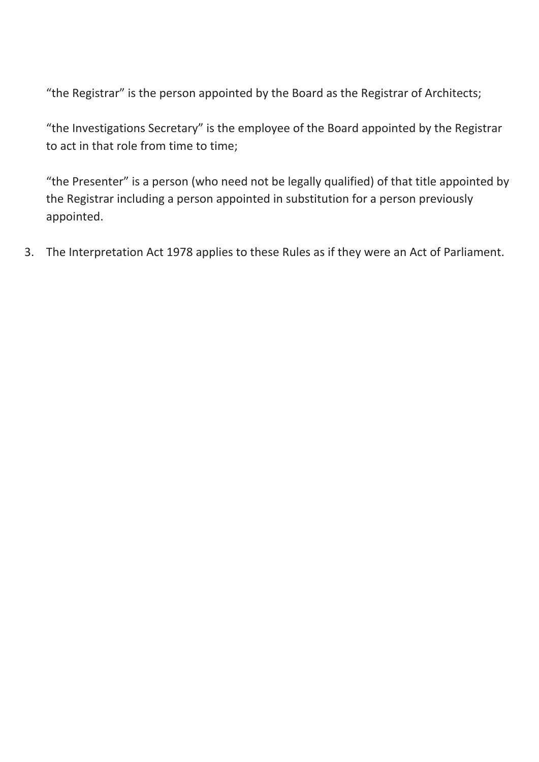"the Registrar" is the person appointed by the Board as the Registrar of Architects;

"the Investigations Secretary" is the employee of the Board appointed by the Registrar to act in that role from time to time;

"the Presenter" is a person (who need not be legally qualified) of that title appointed by the Registrar including a person appointed in substitution for a person previously appointed.

3. The Interpretation Act 1978 applies to these Rules as if they were an Act of Parliament.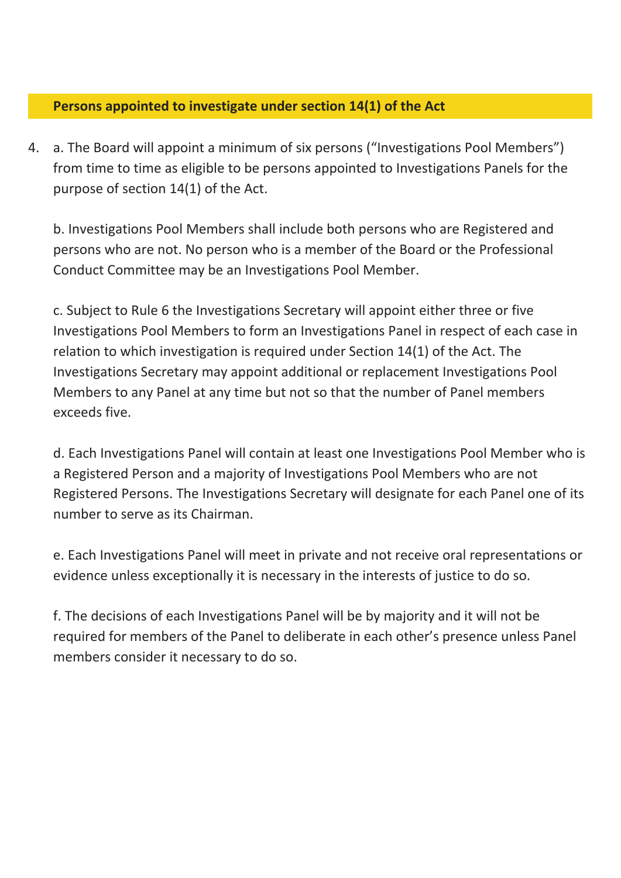## Persons appointed to investigate under section 14(1) of the Act

4. a. The Board will appoint a minimum of six persons ("Investigations Pool Members") from time to time as eligible to be persons appointed to Investigations Panels for the purpose of section 14(1) of the Act.

   b. Investigations Pool Members shall include both persons who are Registered and persons who are not. No person who is a member of the Board or the Professional Conduct Committee may be an Investigations Pool Member.

   c. Subject to Rule 6 the Investigations Secretary will appoint either three or five Investigations Pool Members to form an Investigations Panel in respect of each case in relation to which investigation is required under Section 14(1) of the Act. The Investigations Secretary may appoint additional or replacement Investigations Pool Members to any Panel at any time but not so that the number of Panel members exceeds five.

   d. Each Investigations Panel will contain at least one Investigations Pool Member who is a Registered Person and a majority of Investigations Pool Members who are not Registered Persons. The Investigations Secretary will designate for each Panel one of its number to serve as its Chairman.

   e. Each Investigations Panel will meet in private and not receive oral representations or evidence unless exceptionally it is necessary in the interests of justice to do so.

   f. The decisions of each Investigations Panel will be by majority and it will not be required for members of the Panel to deliberate in each other's presence unless Panel members consider it necessary to do so.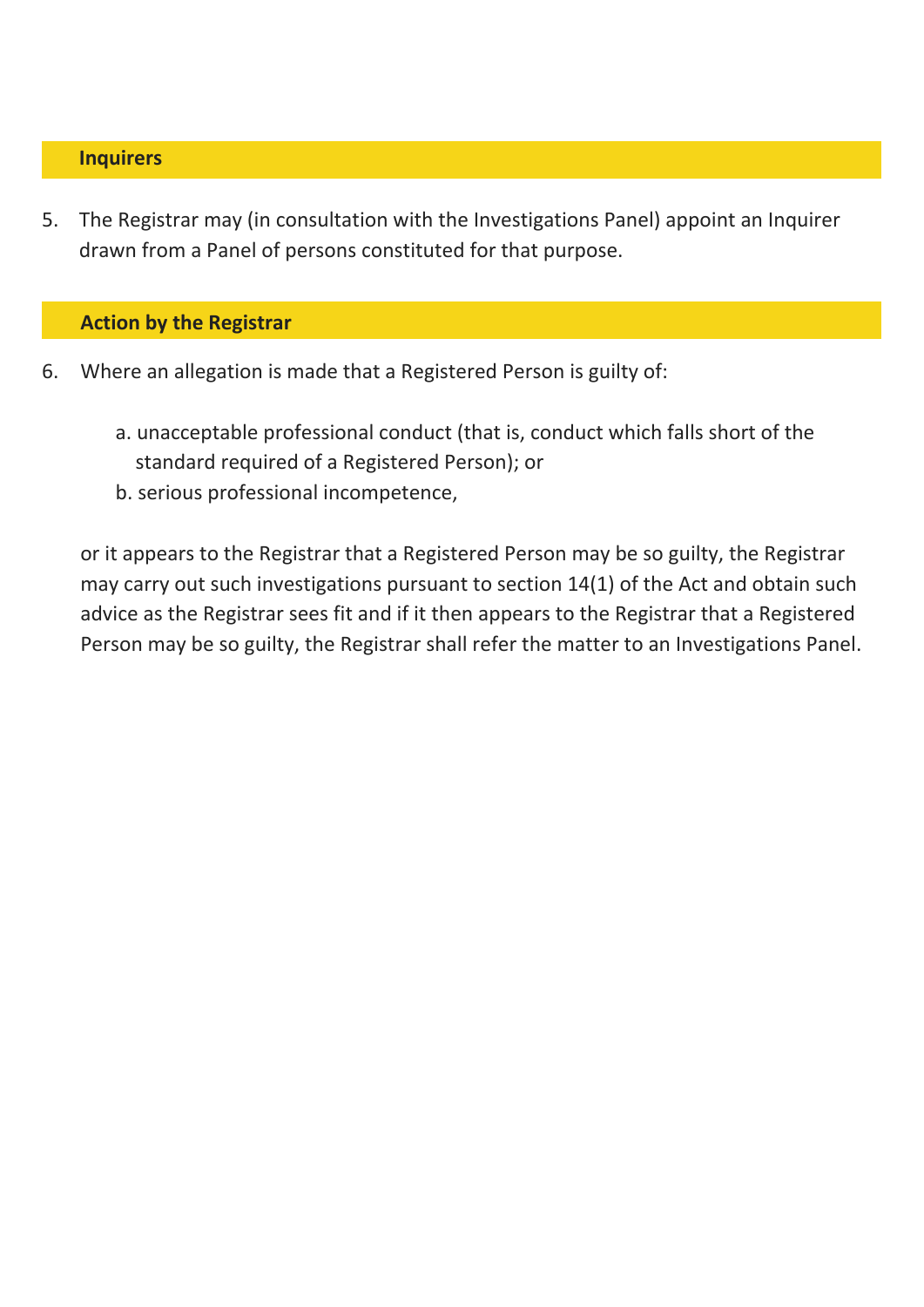## Inquirers

5. The Registrar may (in consultation with the Investigations Panel) appoint an Inquirer drawn from a Panel of persons constituted for that purpose.

## Action by the Registrar

6. Where an allegation is made that a Registered Person is guilty of:

   a. unacceptable professional conduct (that is, conduct which falls short of the standard required of a Registered Person); or
   b. serious professional incompetence,

   or it appears to the Registrar that a Registered Person may be so guilty, the Registrar may carry out such investigations pursuant to section 14(1) of the Act and obtain such advice as the Registrar sees fit and if it then appears to the Registrar that a Registered Person may be so guilty, the Registrar shall refer the matter to an Investigations Panel.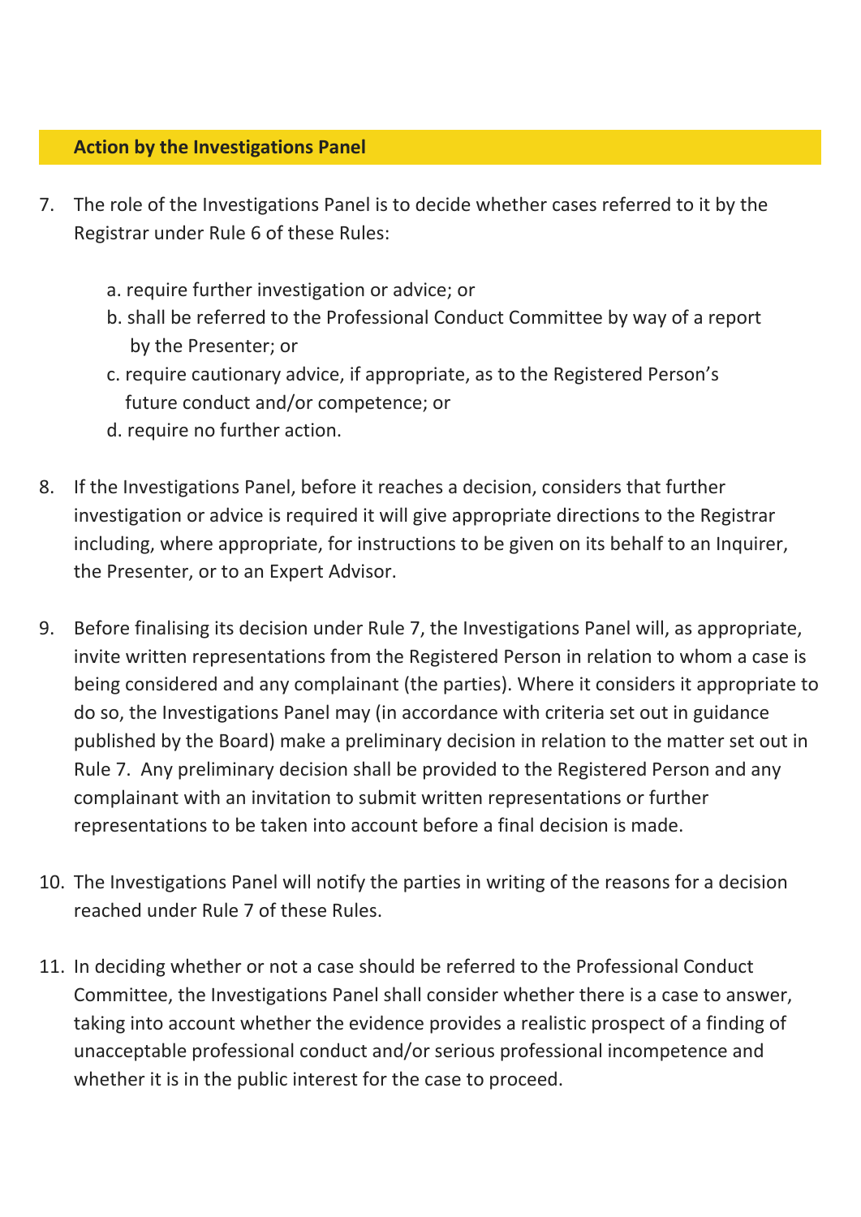## Action by the Investigations Panel

7. The role of the Investigations Panel is to decide whether cases referred to it by the Registrar under Rule 6 of these Rules:

    a. require further investigation or advice; or
    b. shall be referred to the Professional Conduct Committee by way of a report by the Presenter; or
    c. require cautionary advice, if appropriate, as to the Registered Person's future conduct and/or competence; or
    d. require no further action.

8. If the Investigations Panel, before it reaches a decision, considers that further investigation or advice is required it will give appropriate directions to the Registrar including, where appropriate, for instructions to be given on its behalf to an Inquirer, the Presenter, or to an Expert Advisor.

9. Before finalising its decision under Rule 7, the Investigations Panel will, as appropriate, invite written representations from the Registered Person in relation to whom a case is being considered and any complainant (the parties). Where it considers it appropriate to do so, the Investigations Panel may (in accordance with criteria set out in guidance published by the Board) make a preliminary decision in relation to the matter set out in Rule 7. Any preliminary decision shall be provided to the Registered Person and any complainant with an invitation to submit written representations or further representations to be taken into account before a final decision is made.

10. The Investigations Panel will notify the parties in writing of the reasons for a decision reached under Rule 7 of these Rules.

11. In deciding whether or not a case should be referred to the Professional Conduct Committee, the Investigations Panel shall consider whether there is a case to answer, taking into account whether the evidence provides a realistic prospect of a finding of unacceptable professional conduct and/or serious professional incompetence and whether it is in the public interest for the case to proceed.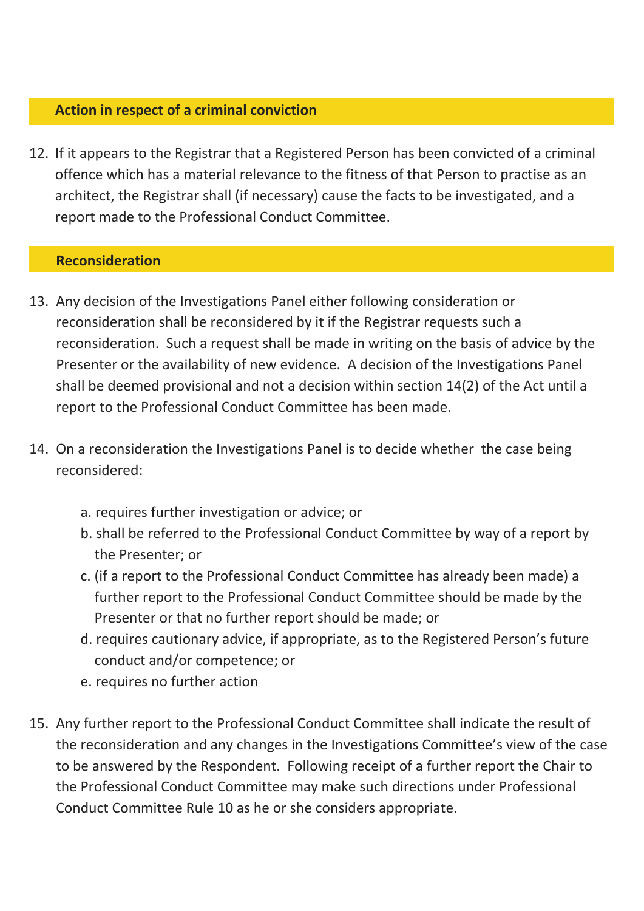## Action in respect of a criminal conviction

12. If it appears to the Registrar that a Registered Person has been convicted of a criminal offence which has a material relevance to the fitness of that Person to practise as an architect, the Registrar shall (if necessary) cause the facts to be investigated, and a report made to the Professional Conduct Committee.

## Reconsideration

13. Any decision of the Investigations Panel either following consideration or reconsideration shall be reconsidered by it if the Registrar requests such a reconsideration. Such a request shall be made in writing on the basis of advice by the Presenter or the availability of new evidence. A decision of the Investigations Panel shall be deemed provisional and not a decision within section 14(2) of the Act until a report to the Professional Conduct Committee has been made.

14. On a reconsideration the Investigations Panel is to decide whether the case being reconsidered:

    a. requires further investigation or advice; or
    b. shall be referred to the Professional Conduct Committee by way of a report by the Presenter; or
    c. (if a report to the Professional Conduct Committee has already been made) a further report to the Professional Conduct Committee should be made by the Presenter or that no further report should be made; or
    d. requires cautionary advice, if appropriate, as to the Registered Person's future conduct and/or competence; or
    e. requires no further action

15. Any further report to the Professional Conduct Committee shall indicate the result of the reconsideration and any changes in the Investigations Committee's view of the case to be answered by the Respondent. Following receipt of a further report the Chair to the Professional Conduct Committee may make such directions under Professional Conduct Committee Rule 10 as he or she considers appropriate.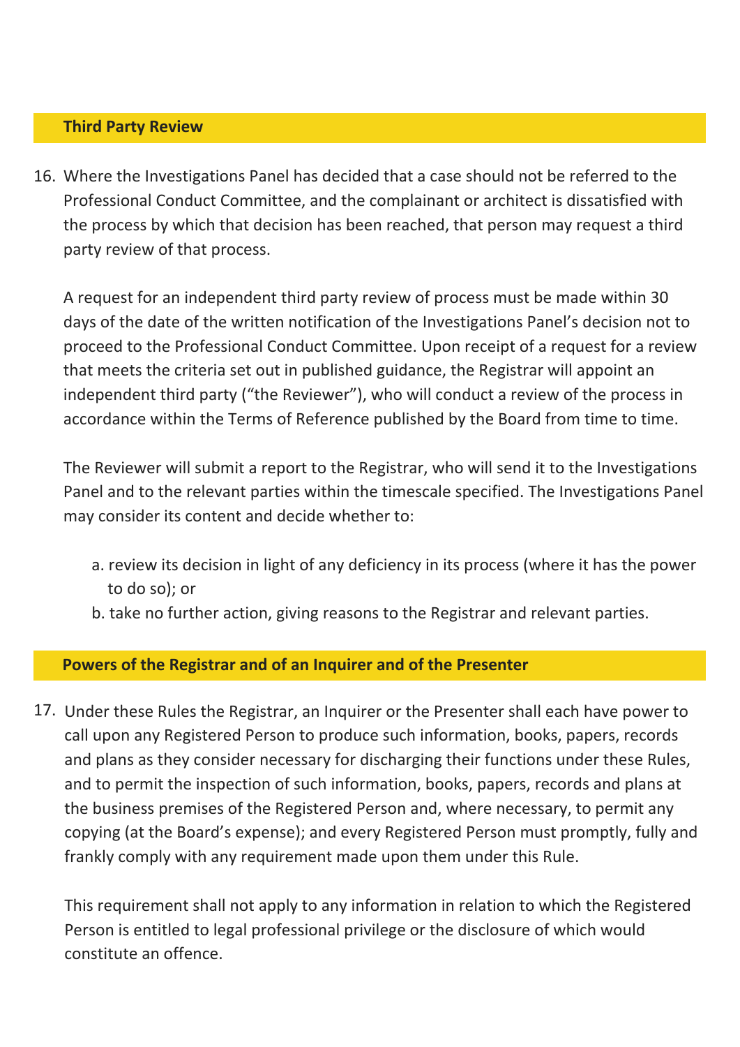## Third Party Review

16. Where the Investigations Panel has decided that a case should not be referred to the Professional Conduct Committee, and the complainant or architect is dissatisfied with the process by which that decision has been reached, that person may request a third party review of that process.

    A request for an independent third party review of process must be made within 30 days of the date of the written notification of the Investigations Panel's decision not to proceed to the Professional Conduct Committee. Upon receipt of a request for a review that meets the criteria set out in published guidance, the Registrar will appoint an independent third party ("the Reviewer"), who will conduct a review of the process in accordance within the Terms of Reference published by the Board from time to time.

    The Reviewer will submit a report to the Registrar, who will send it to the Investigations Panel and to the relevant parties within the timescale specified. The Investigations Panel may consider its content and decide whether to:

    a. review its decision in light of any deficiency in its process (where it has the power to do so); or
    b. take no further action, giving reasons to the Registrar and relevant parties.

## Powers of the Registrar and of an Inquirer and of the Presenter

17. Under these Rules the Registrar, an Inquirer or the Presenter shall each have power to call upon any Registered Person to produce such information, books, papers, records and plans as they consider necessary for discharging their functions under these Rules, and to permit the inspection of such information, books, papers, records and plans at the business premises of the Registered Person and, where necessary, to permit any copying (at the Board's expense); and every Registered Person must promptly, fully and frankly comply with any requirement made upon them under this Rule.

    This requirement shall not apply to any information in relation to which the Registered Person is entitled to legal professional privilege or the disclosure of which would constitute an offence.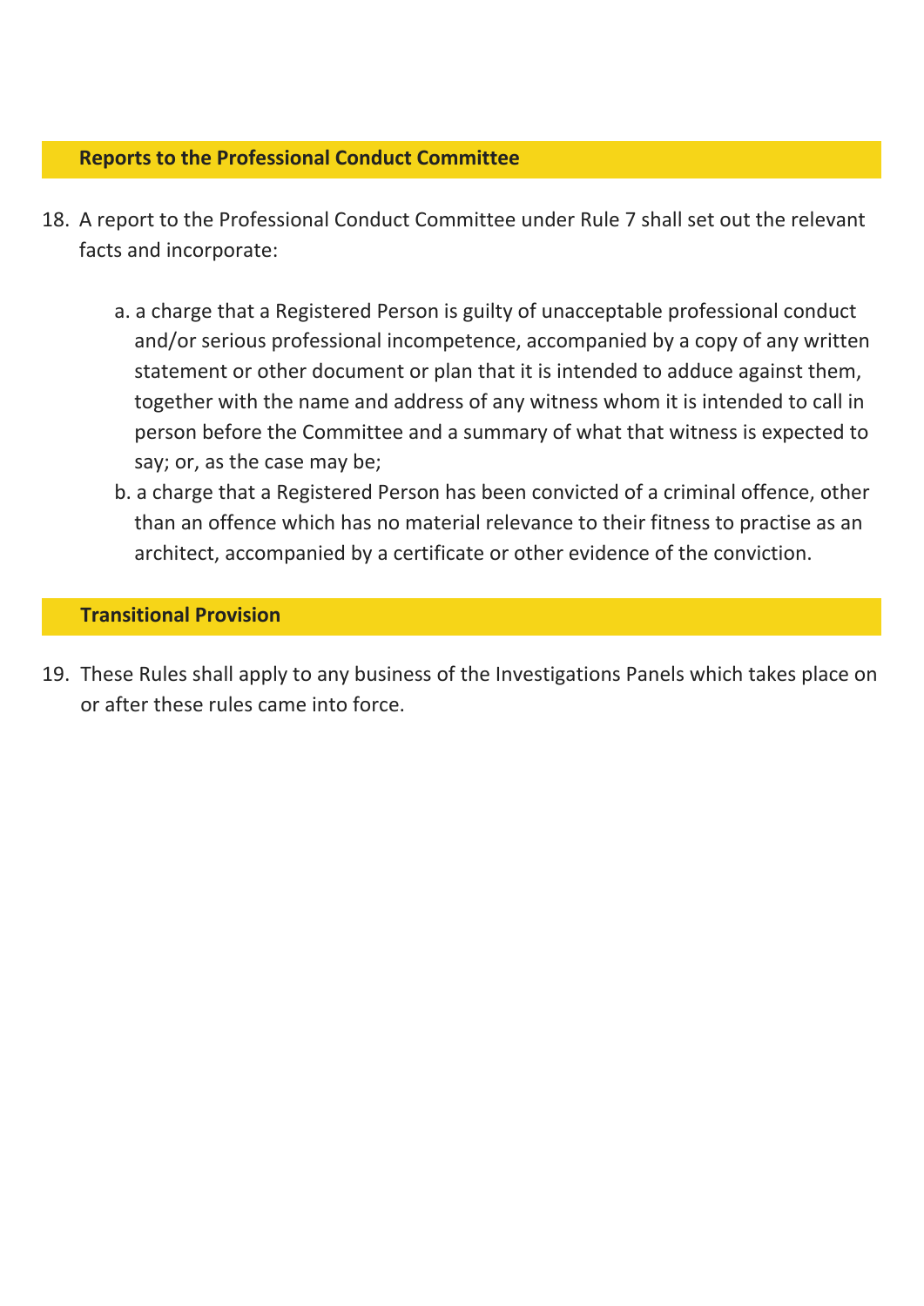## Reports to the Professional Conduct Committee

18. A report to the Professional Conduct Committee under Rule 7 shall set out the relevant facts and incorporate:

    a. a charge that a Registered Person is guilty of unacceptable professional conduct and/or serious professional incompetence, accompanied by a copy of any written statement or other document or plan that it is intended to adduce against them, together with the name and address of any witness whom it is intended to call in person before the Committee and a summary of what that witness is expected to say; or, as the case may be;
    b. a charge that a Registered Person has been convicted of a criminal offence, other than an offence which has no material relevance to their fitness to practise as an architect, accompanied by a certificate or other evidence of the conviction.

## Transitional Provision

19. These Rules shall apply to any business of the Investigations Panels which takes place on or after these rules came into force.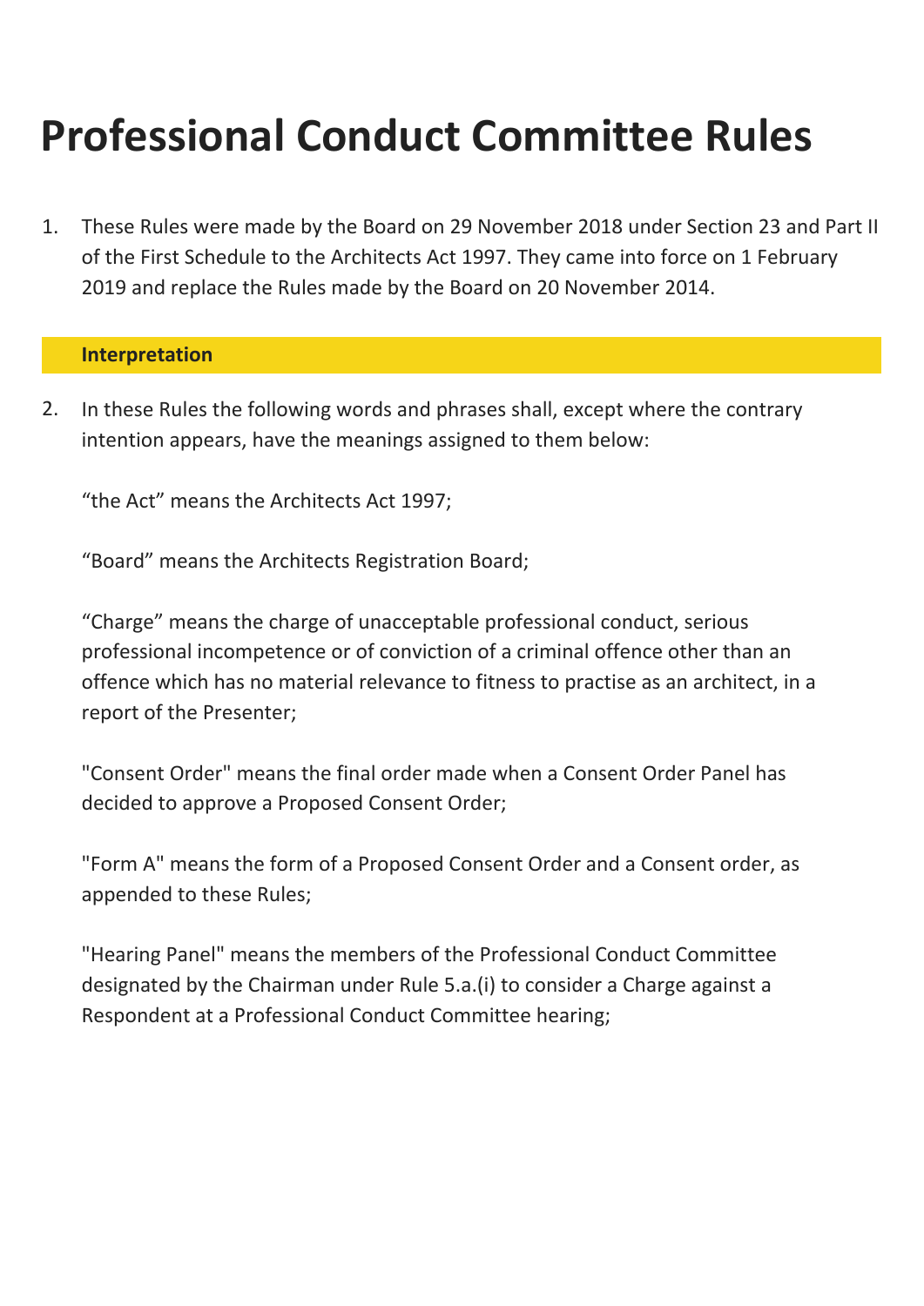# Professional Conduct Committee Rules

1. These Rules were made by the Board on 29 November 2018 under Section 23 and Part II of the First Schedule to the Architects Act 1997. They came into force on 1 February 2019 and replace the Rules made by the Board on 20 November 2014.

## Interpretation

2. In these Rules the following words and phrases shall, except where the contrary intention appears, have the meanings assigned to them below:

   “the Act” means the Architects Act 1997;

   “Board” means the Architects Registration Board;

   “Charge” means the charge of unacceptable professional conduct, serious professional incompetence or of conviction of a criminal offence other than an offence which has no material relevance to fitness to practise as an architect, in a report of the Presenter;

   "Consent Order" means the final order made when a Consent Order Panel has decided to approve a Proposed Consent Order;

   "Form A" means the form of a Proposed Consent Order and a Consent order, as appended to these Rules;

   "Hearing Panel" means the members of the Professional Conduct Committee designated by the Chairman under Rule 5.a.(i) to consider a Charge against a Respondent at a Professional Conduct Committee hearing;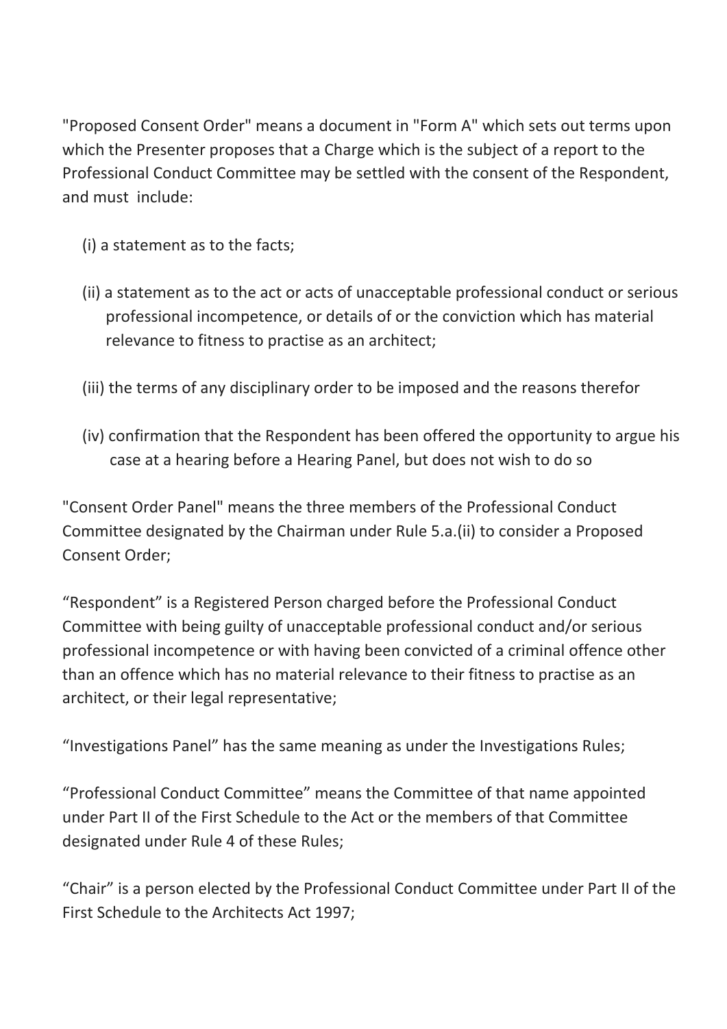"Proposed Consent Order" means a document in "Form A" which sets out terms upon which the Presenter proposes that a Charge which is the subject of a report to the Professional Conduct Committee may be settled with the consent of the Respondent, and must include:

(i) a statement as to the facts;

(ii) a statement as to the act or acts of unacceptable professional conduct or serious professional incompetence, or details of or the conviction which has material relevance to fitness to practise as an architect;

(iii) the terms of any disciplinary order to be imposed and the reasons therefor

(iv) confirmation that the Respondent has been offered the opportunity to argue his case at a hearing before a Hearing Panel, but does not wish to do so

"Consent Order Panel" means the three members of the Professional Conduct Committee designated by the Chairman under Rule 5.a.(ii) to consider a Proposed Consent Order;

"Respondent" is a Registered Person charged before the Professional Conduct Committee with being guilty of unacceptable professional conduct and/or serious professional incompetence or with having been convicted of a criminal offence other than an offence which has no material relevance to their fitness to practise as an architect, or their legal representative;

"Investigations Panel" has the same meaning as under the Investigations Rules;

"Professional Conduct Committee" means the Committee of that name appointed under Part II of the First Schedule to the Act or the members of that Committee designated under Rule 4 of these Rules;

"Chair" is a person elected by the Professional Conduct Committee under Part II of the First Schedule to the Architects Act 1997;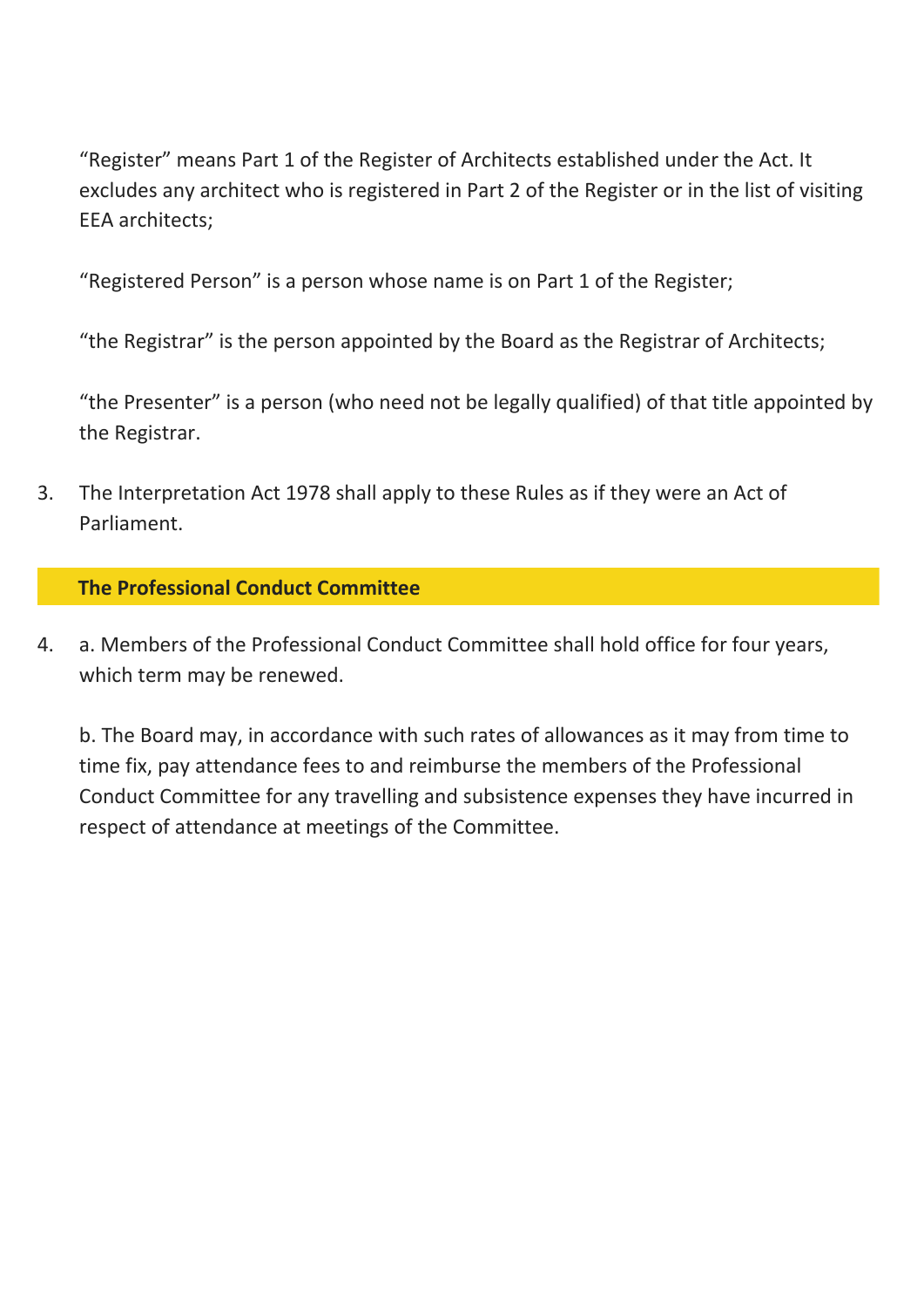"Register" means Part 1 of the Register of Architects established under the Act. It excludes any architect who is registered in Part 2 of the Register or in the list of visiting EEA architects;

"Registered Person" is a person whose name is on Part 1 of the Register;

"the Registrar" is the person appointed by the Board as the Registrar of Architects;

"the Presenter" is a person (who need not be legally qualified) of that title appointed by the Registrar.

3. The Interpretation Act 1978 shall apply to these Rules as if they were an Act of Parliament.

## The Professional Conduct Committee

4. a. Members of the Professional Conduct Committee shall hold office for four years, which term may be renewed.

   b. The Board may, in accordance with such rates of allowances as it may from time to time fix, pay attendance fees to and reimburse the members of the Professional Conduct Committee for any travelling and subsistence expenses they have incurred in respect of attendance at meetings of the Committee.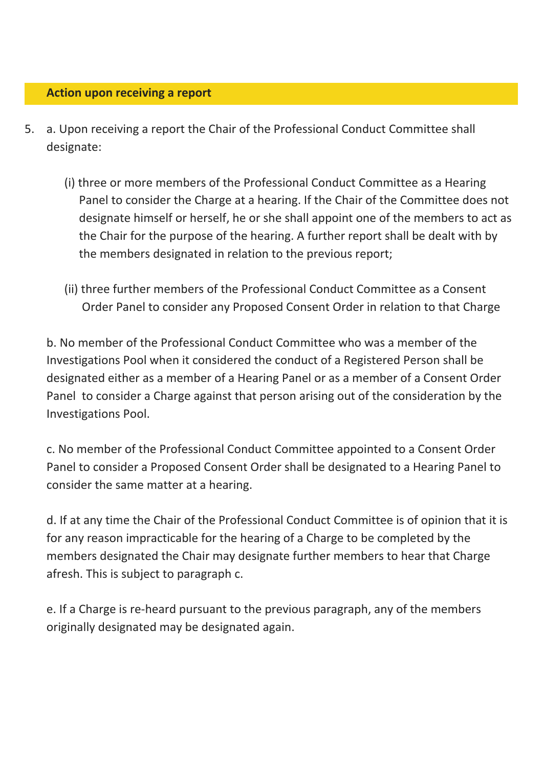## Action upon receiving a report

5. a. Upon receiving a report the Chair of the Professional Conduct Committee shall designate:

   (i) three or more members of the Professional Conduct Committee as a Hearing Panel to consider the Charge at a hearing. If the Chair of the Committee does not designate himself or herself, he or she shall appoint one of the members to act as the Chair for the purpose of the hearing. A further report shall be dealt with by the members designated in relation to the previous report;

   (ii) three further members of the Professional Conduct Committee as a Consent Order Panel to consider any Proposed Consent Order in relation to that Charge

   b. No member of the Professional Conduct Committee who was a member of the Investigations Pool when it considered the conduct of a Registered Person shall be designated either as a member of a Hearing Panel or as a member of a Consent Order Panel to consider a Charge against that person arising out of the consideration by the Investigations Pool.

   c. No member of the Professional Conduct Committee appointed to a Consent Order Panel to consider a Proposed Consent Order shall be designated to a Hearing Panel to consider the same matter at a hearing.

   d. If at any time the Chair of the Professional Conduct Committee is of opinion that it is for any reason impracticable for the hearing of a Charge to be completed by the members designated the Chair may designate further members to hear that Charge afresh. This is subject to paragraph c.

   e. If a Charge is re-heard pursuant to the previous paragraph, any of the members originally designated may be designated again.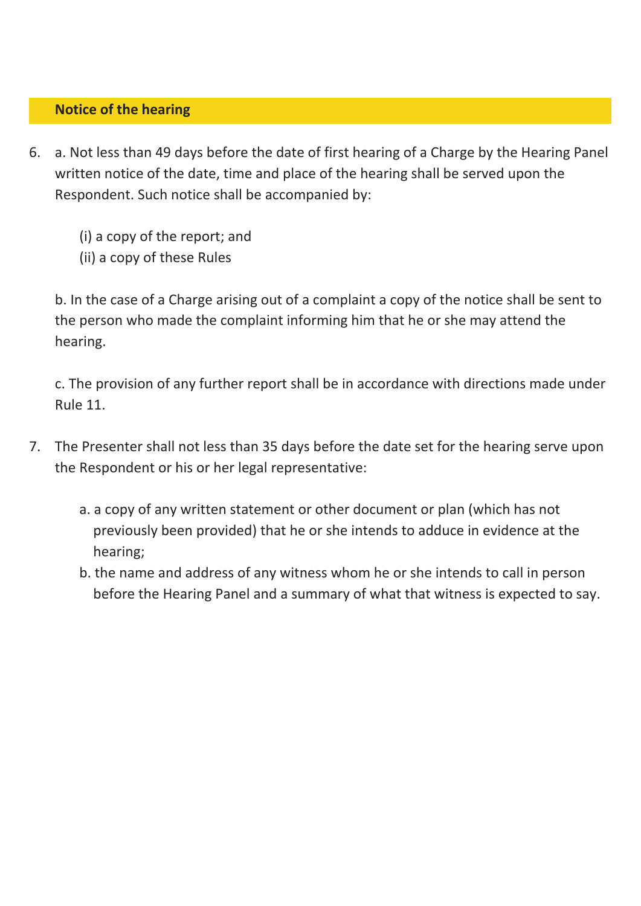## Notice of the hearing

6. a. Not less than 49 days before the date of first hearing of a Charge by the Hearing Panel written notice of the date, time and place of the hearing shall be served upon the Respondent. Such notice shall be accompanied by:

   (i) a copy of the report; and
   (ii) a copy of these Rules

   b. In the case of a Charge arising out of a complaint a copy of the notice shall be sent to the person who made the complaint informing him that he or she may attend the hearing.

   c. The provision of any further report shall be in accordance with directions made under Rule 11.

7. The Presenter shall not less than 35 days before the date set for the hearing serve upon the Respondent or his or her legal representative:

   a. a copy of any written statement or other document or plan (which has not previously been provided) that he or she intends to adduce in evidence at the hearing;
   b. the name and address of any witness whom he or she intends to call in person before the Hearing Panel and a summary of what that witness is expected to say.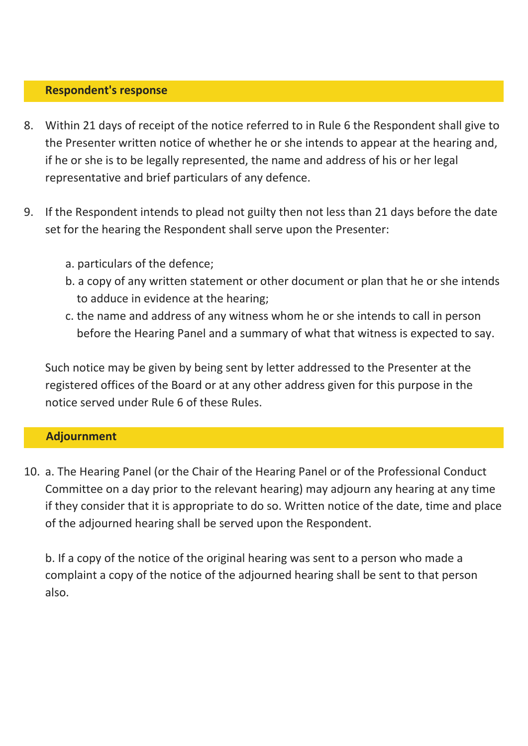## Respondent's response

8. Within 21 days of receipt of the notice referred to in Rule 6 the Respondent shall give to the Presenter written notice of whether he or she intends to appear at the hearing and, if he or she is to be legally represented, the name and address of his or her legal representative and brief particulars of any defence.

9. If the Respondent intends to plead not guilty then not less than 21 days before the date set for the hearing the Respondent shall serve upon the Presenter:

   a. particulars of the defence;
   b. a copy of any written statement or other document or plan that he or she intends to adduce in evidence at the hearing;
   c. the name and address of any witness whom he or she intends to call in person before the Hearing Panel and a summary of what that witness is expected to say.

   Such notice may be given by being sent by letter addressed to the Presenter at the registered offices of the Board or at any other address given for this purpose in the notice served under Rule 6 of these Rules.

## Adjournment

10. a. The Hearing Panel (or the Chair of the Hearing Panel or of the Professional Conduct Committee on a day prior to the relevant hearing) may adjourn any hearing at any time if they consider that it is appropriate to do so. Written notice of the date, time and place of the adjourned hearing shall be served upon the Respondent.

    b. If a copy of the notice of the original hearing was sent to a person who made a complaint a copy of the notice of the adjourned hearing shall be sent to that person also.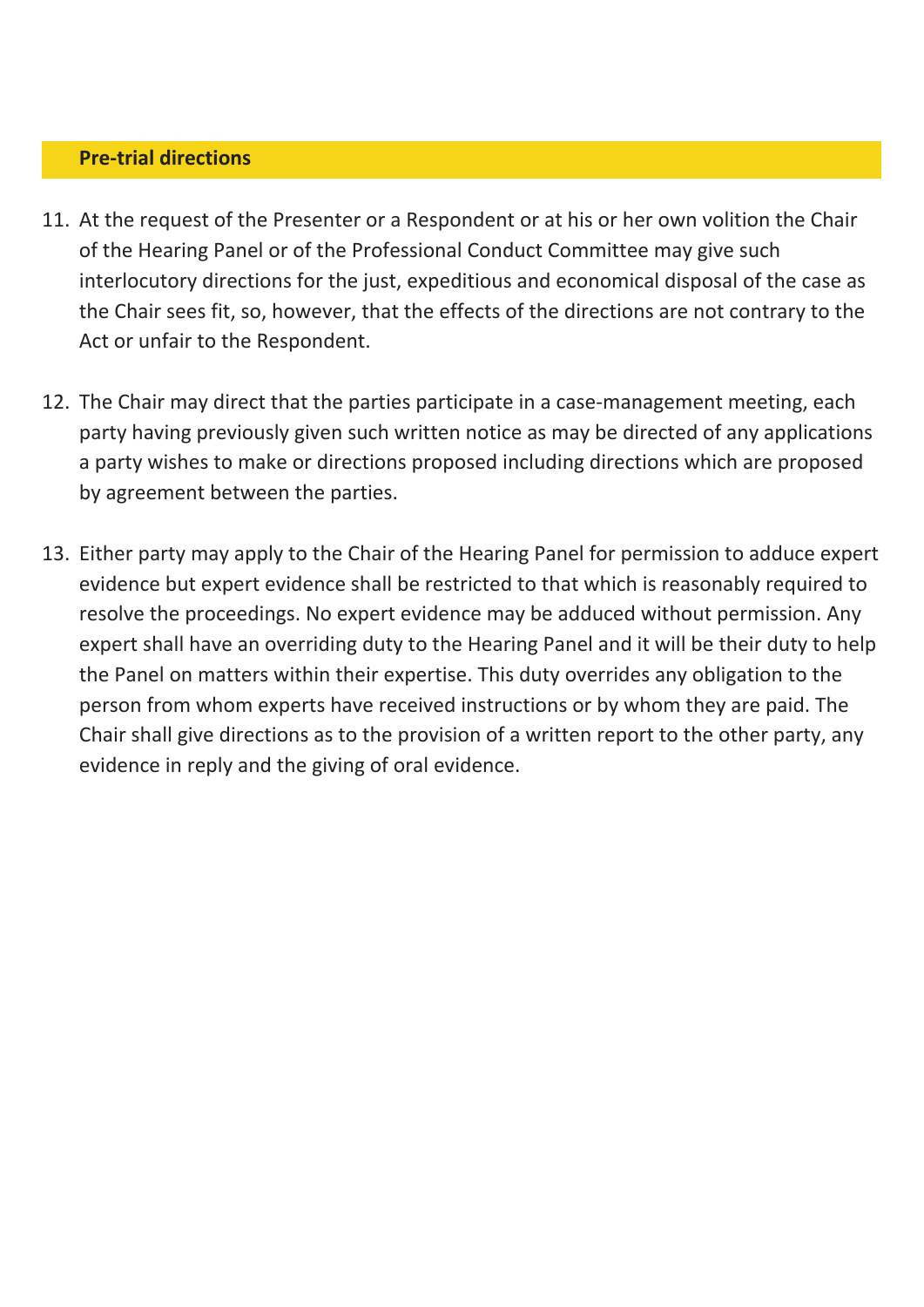## Pre-trial directions

11. At the request of the Presenter or a Respondent or at his or her own volition the Chair of the Hearing Panel or of the Professional Conduct Committee may give such interlocutory directions for the just, expeditious and economical disposal of the case as the Chair sees fit, so, however, that the effects of the directions are not contrary to the Act or unfair to the Respondent.

12. The Chair may direct that the parties participate in a case-management meeting, each party having previously given such written notice as may be directed of any applications a party wishes to make or directions proposed including directions which are proposed by agreement between the parties.

13. Either party may apply to the Chair of the Hearing Panel for permission to adduce expert evidence but expert evidence shall be restricted to that which is reasonably required to resolve the proceedings. No expert evidence may be adduced without permission. Any expert shall have an overriding duty to the Hearing Panel and it will be their duty to help the Panel on matters within their expertise. This duty overrides any obligation to the person from whom experts have received instructions or by whom they are paid. The Chair shall give directions as to the provision of a written report to the other party, any evidence in reply and the giving of oral evidence.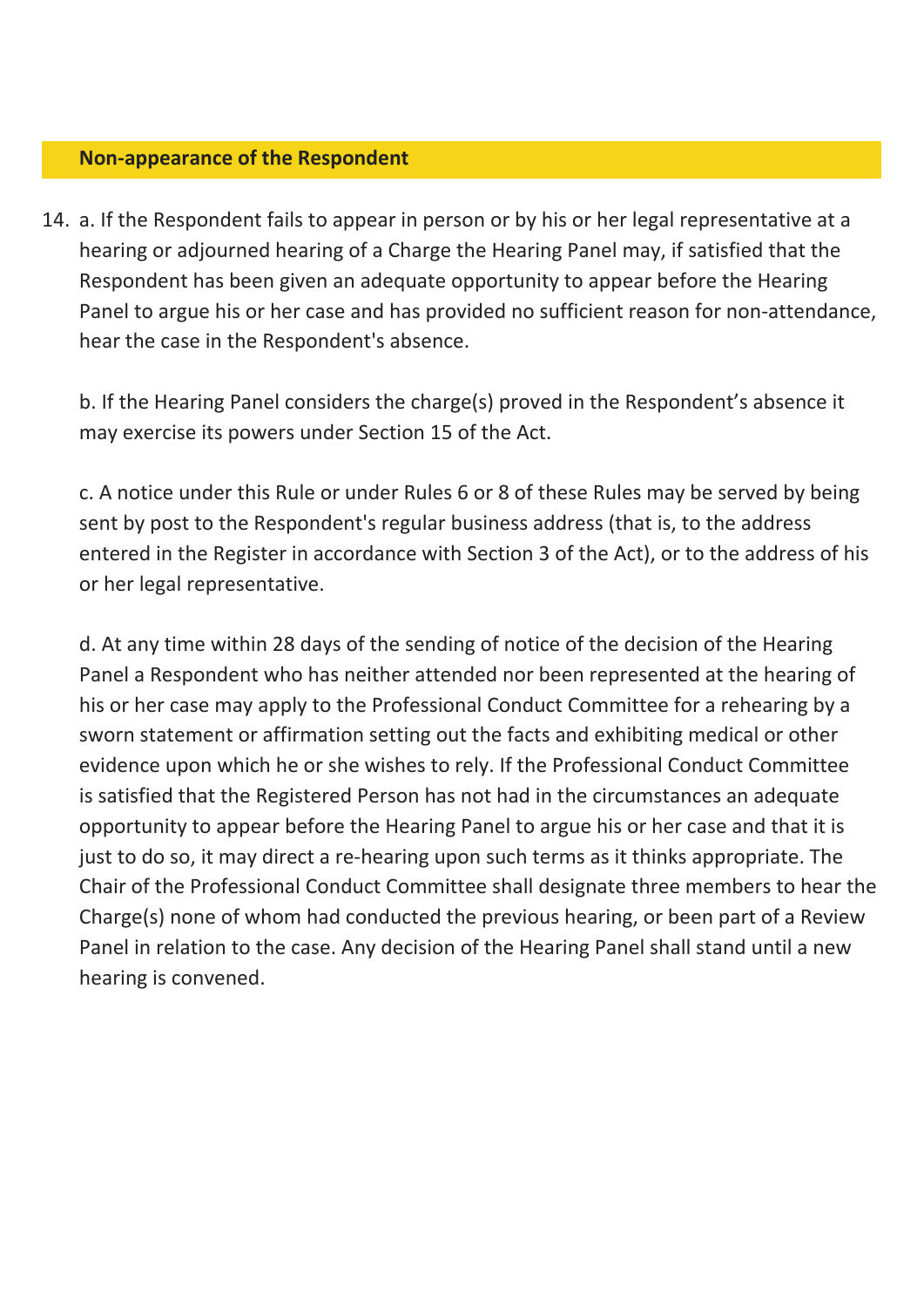## Non-appearance of the Respondent

14. a. If the Respondent fails to appear in person or by his or her legal representative at a hearing or adjourned hearing of a Charge the Hearing Panel may, if satisfied that the Respondent has been given an adequate opportunity to appear before the Hearing Panel to argue his or her case and has provided no sufficient reason for non-attendance, hear the case in the Respondent's absence.

    b. If the Hearing Panel considers the charge(s) proved in the Respondent's absence it may exercise its powers under Section 15 of the Act.

    c. A notice under this Rule or under Rules 6 or 8 of these Rules may be served by being sent by post to the Respondent's regular business address (that is, to the address entered in the Register in accordance with Section 3 of the Act), or to the address of his or her legal representative.

    d. At any time within 28 days of the sending of notice of the decision of the Hearing Panel a Respondent who has neither attended nor been represented at the hearing of his or her case may apply to the Professional Conduct Committee for a rehearing by a sworn statement or affirmation setting out the facts and exhibiting medical or other evidence upon which he or she wishes to rely. If the Professional Conduct Committee is satisfied that the Registered Person has not had in the circumstances an adequate opportunity to appear before the Hearing Panel to argue his or her case and that it is just to do so, it may direct a re-hearing upon such terms as it thinks appropriate. The Chair of the Professional Conduct Committee shall designate three members to hear the Charge(s) none of whom had conducted the previous hearing, or been part of a Review Panel in relation to the case. Any decision of the Hearing Panel shall stand until a new hearing is convened.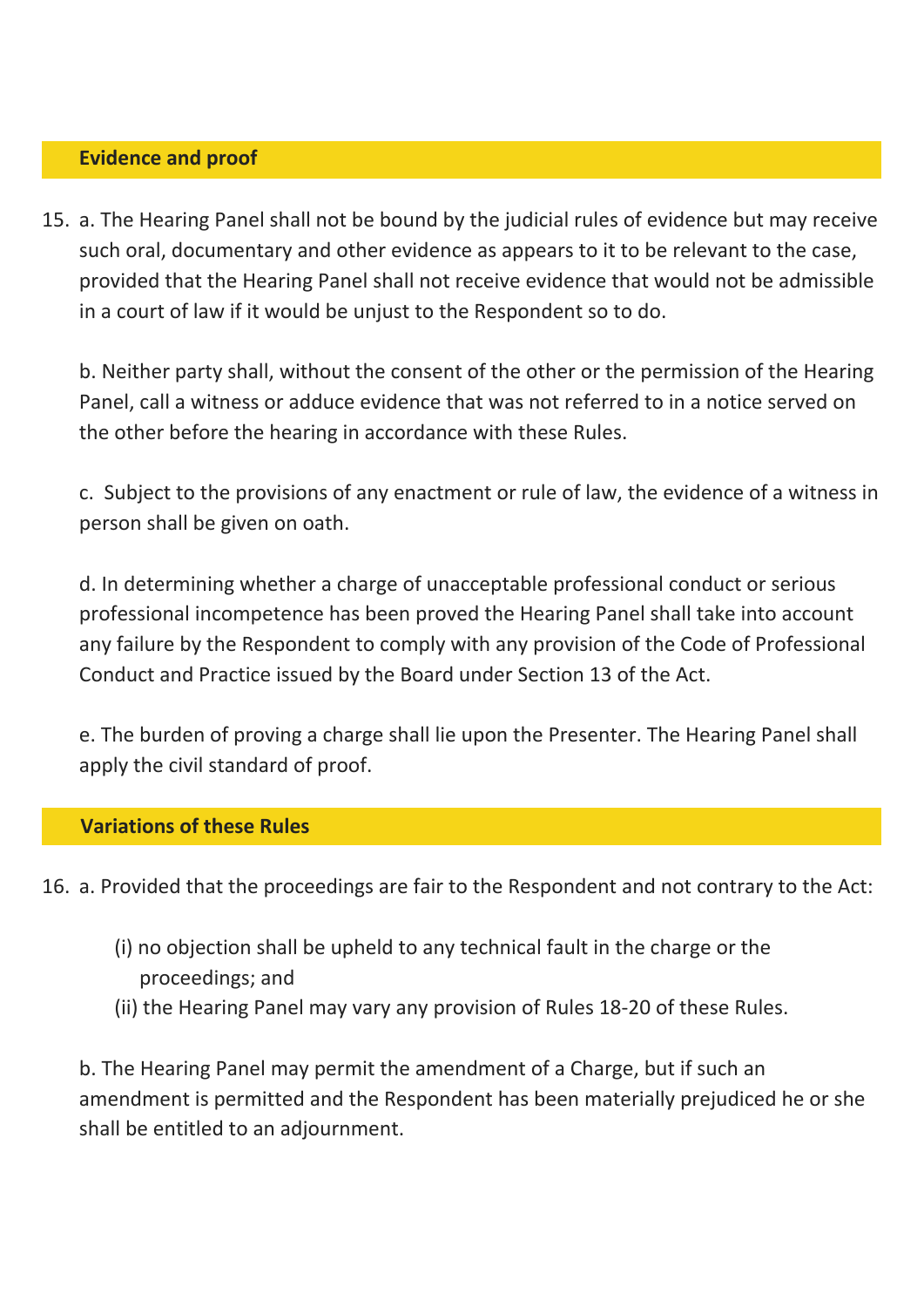## Evidence and proof

15. a. The Hearing Panel shall not be bound by the judicial rules of evidence but may receive such oral, documentary and other evidence as appears to it to be relevant to the case, provided that the Hearing Panel shall not receive evidence that would not be admissible in a court of law if it would be unjust to the Respondent so to do.

    b. Neither party shall, without the consent of the other or the permission of the Hearing Panel, call a witness or adduce evidence that was not referred to in a notice served on the other before the hearing in accordance with these Rules.

    c. Subject to the provisions of any enactment or rule of law, the evidence of a witness in person shall be given on oath.

    d. In determining whether a charge of unacceptable professional conduct or serious professional incompetence has been proved the Hearing Panel shall take into account any failure by the Respondent to comply with any provision of the Code of Professional Conduct and Practice issued by the Board under Section 13 of the Act.

    e. The burden of proving a charge shall lie upon the Presenter. The Hearing Panel shall apply the civil standard of proof.

## Variations of these Rules

16. a. Provided that the proceedings are fair to the Respondent and not contrary to the Act:

    (i) no objection shall be upheld to any technical fault in the charge or the proceedings; and

    (ii) the Hearing Panel may vary any provision of Rules 18-20 of these Rules.

    b. The Hearing Panel may permit the amendment of a Charge, but if such an amendment is permitted and the Respondent has been materially prejudiced he or she shall be entitled to an adjournment.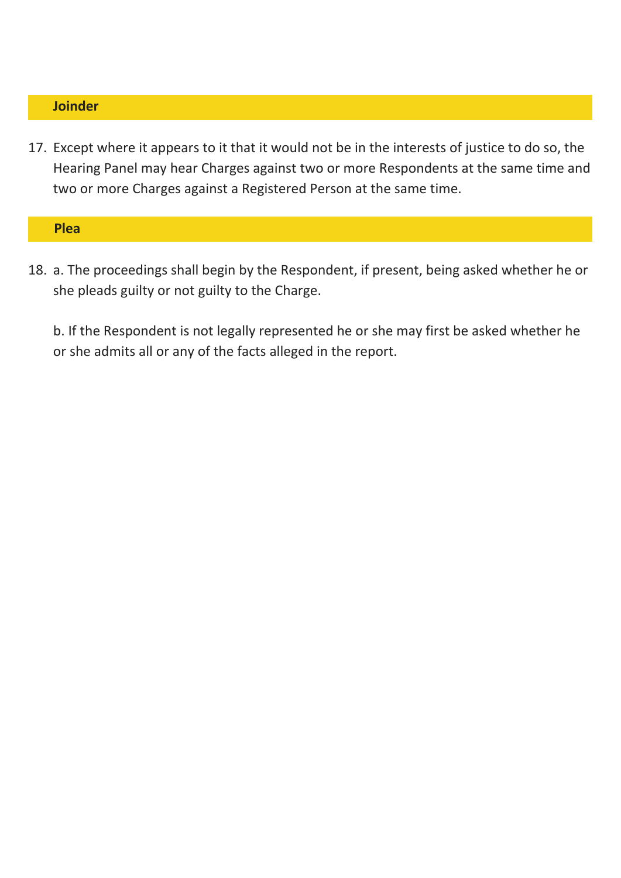## Joinder

17. Except where it appears to it that it would not be in the interests of justice to do so, the Hearing Panel may hear Charges against two or more Respondents at the same time and two or more Charges against a Registered Person at the same time.

## Plea

18. a. The proceedings shall begin by the Respondent, if present, being asked whether he or she pleads guilty or not guilty to the Charge.

    b. If the Respondent is not legally represented he or she may first be asked whether he or she admits all or any of the facts alleged in the report.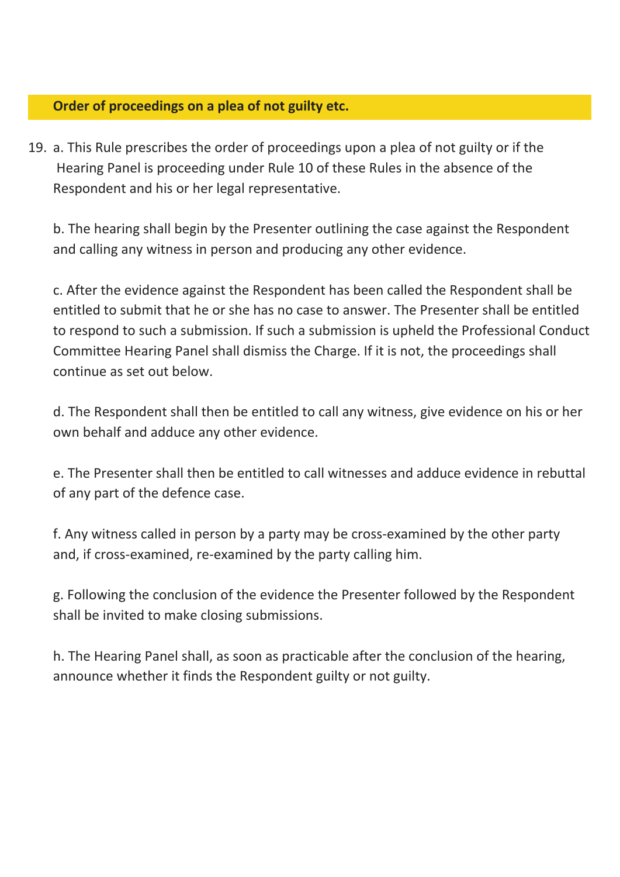## Order of proceedings on a plea of not guilty etc.

19. a. This Rule prescribes the order of proceedings upon a plea of not guilty or if the Hearing Panel is proceeding under Rule 10 of these Rules in the absence of the Respondent and his or her legal representative.

    b. The hearing shall begin by the Presenter outlining the case against the Respondent and calling any witness in person and producing any other evidence.

    c. After the evidence against the Respondent has been called the Respondent shall be entitled to submit that he or she has no case to answer. The Presenter shall be entitled to respond to such a submission. If such a submission is upheld the Professional Conduct Committee Hearing Panel shall dismiss the Charge. If it is not, the proceedings shall continue as set out below.

    d. The Respondent shall then be entitled to call any witness, give evidence on his or her own behalf and adduce any other evidence.

    e. The Presenter shall then be entitled to call witnesses and adduce evidence in rebuttal of any part of the defence case.

    f. Any witness called in person by a party may be cross-examined by the other party and, if cross-examined, re-examined by the party calling him.

    g. Following the conclusion of the evidence the Presenter followed by the Respondent shall be invited to make closing submissions.

    h. The Hearing Panel shall, as soon as practicable after the conclusion of the hearing, announce whether it finds the Respondent guilty or not guilty.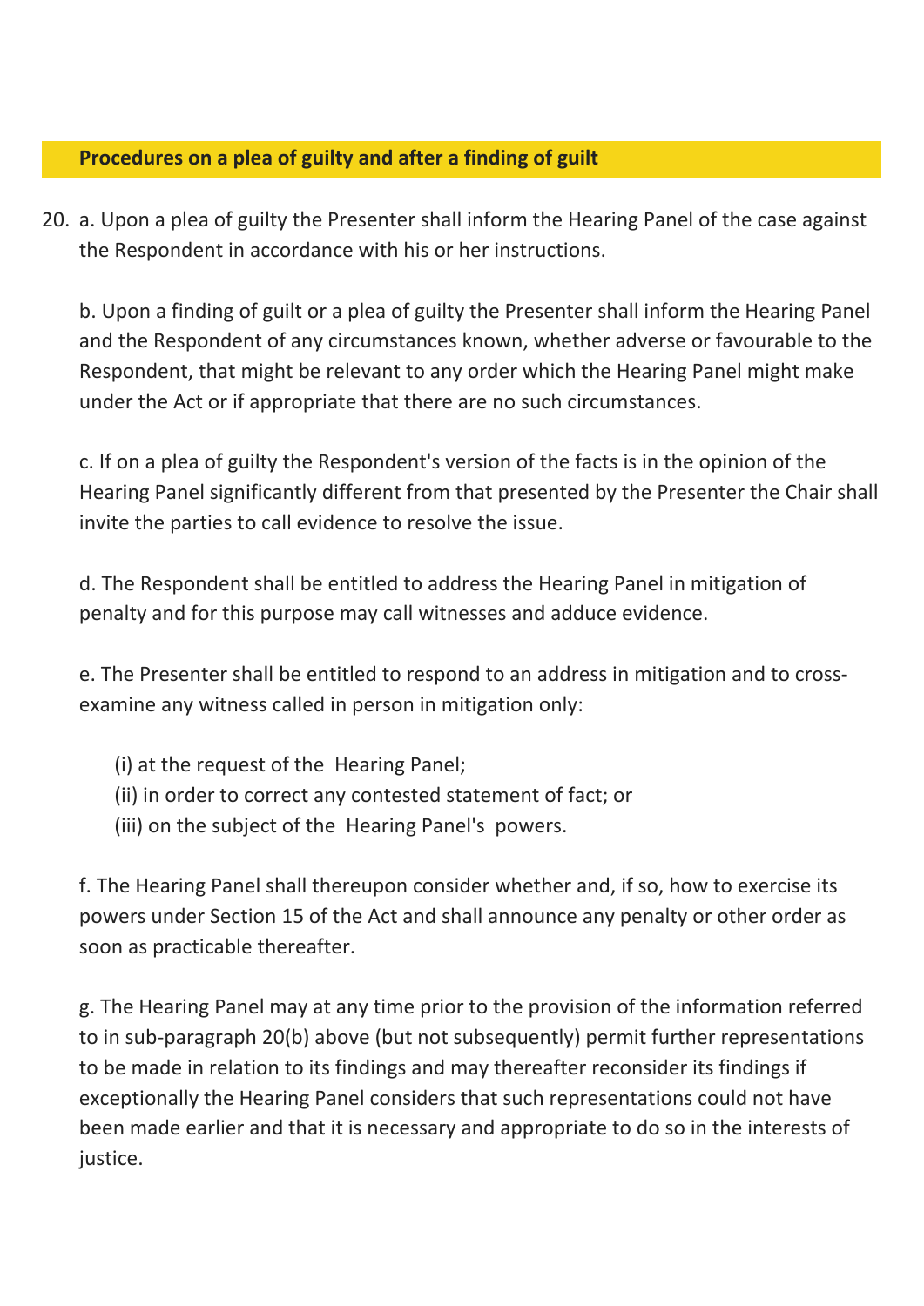## Procedures on a plea of guilty and after a finding of guilt

20. a. Upon a plea of guilty the Presenter shall inform the Hearing Panel of the case against the Respondent in accordance with his or her instructions.

    b. Upon a finding of guilt or a plea of guilty the Presenter shall inform the Hearing Panel and the Respondent of any circumstances known, whether adverse or favourable to the Respondent, that might be relevant to any order which the Hearing Panel might make under the Act or if appropriate that there are no such circumstances.

    c. If on a plea of guilty the Respondent's version of the facts is in the opinion of the Hearing Panel significantly different from that presented by the Presenter the Chair shall invite the parties to call evidence to resolve the issue.

    d. The Respondent shall be entitled to address the Hearing Panel in mitigation of penalty and for this purpose may call witnesses and adduce evidence.

    e. The Presenter shall be entitled to respond to an address in mitigation and to cross-examine any witness called in person in mitigation only:

    (i) at the request of the Hearing Panel;
    (ii) in order to correct any contested statement of fact; or
    (iii) on the subject of the Hearing Panel's powers.

    f. The Hearing Panel shall thereupon consider whether and, if so, how to exercise its powers under Section 15 of the Act and shall announce any penalty or other order as soon as practicable thereafter.

    g. The Hearing Panel may at any time prior to the provision of the information referred to in sub-paragraph 20(b) above (but not subsequently) permit further representations to be made in relation to its findings and may thereafter reconsider its findings if exceptionally the Hearing Panel considers that such representations could not have been made earlier and that it is necessary and appropriate to do so in the interests of justice.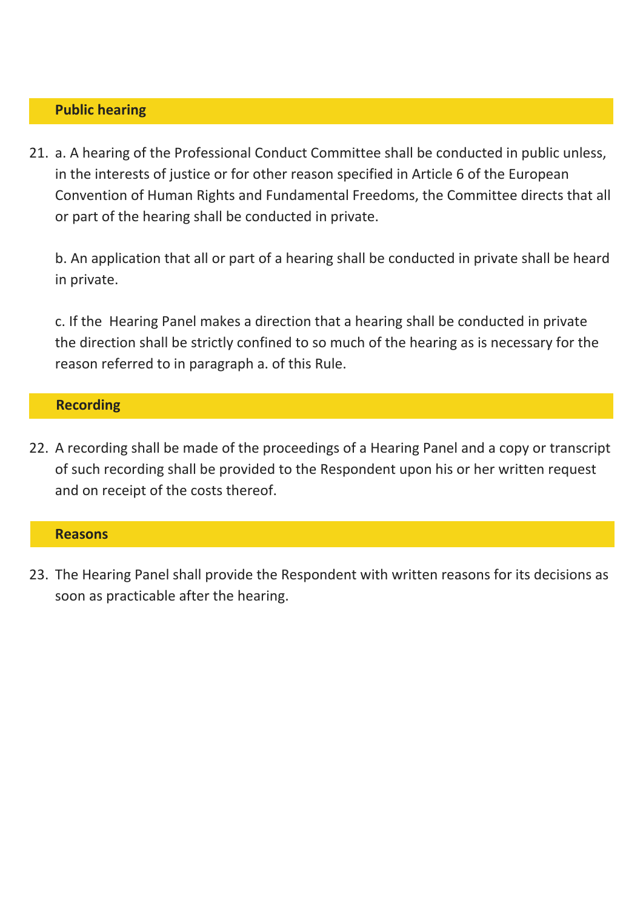## Public hearing

21. a. A hearing of the Professional Conduct Committee shall be conducted in public unless, in the interests of justice or for other reason specified in Article 6 of the European Convention of Human Rights and Fundamental Freedoms, the Committee directs that all or part of the hearing shall be conducted in private.

    b. An application that all or part of a hearing shall be conducted in private shall be heard in private.

    c. If the Hearing Panel makes a direction that a hearing shall be conducted in private the direction shall be strictly confined to so much of the hearing as is necessary for the reason referred to in paragraph a. of this Rule.

## Recording

22. A recording shall be made of the proceedings of a Hearing Panel and a copy or transcript of such recording shall be provided to the Respondent upon his or her written request and on receipt of the costs thereof.

## Reasons

23. The Hearing Panel shall provide the Respondent with written reasons for its decisions as soon as practicable after the hearing.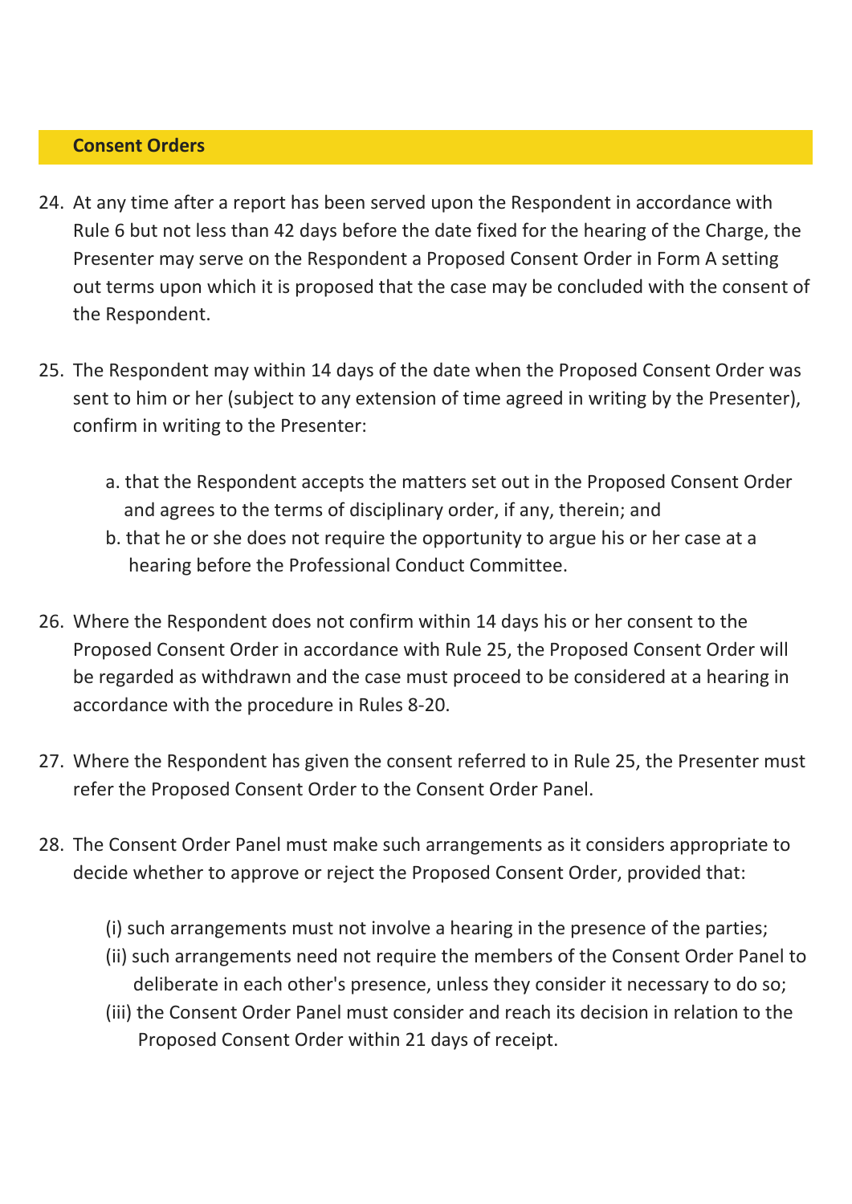## Consent Orders

24. At any time after a report has been served upon the Respondent in accordance with Rule 6 but not less than 42 days before the date fixed for the hearing of the Charge, the Presenter may serve on the Respondent a Proposed Consent Order in Form A setting out terms upon which it is proposed that the case may be concluded with the consent of the Respondent.

25. The Respondent may within 14 days of the date when the Proposed Consent Order was sent to him or her (subject to any extension of time agreed in writing by the Presenter), confirm in writing to the Presenter:

    a. that the Respondent accepts the matters set out in the Proposed Consent Order and agrees to the terms of disciplinary order, if any, therein; and
    b. that he or she does not require the opportunity to argue his or her case at a hearing before the Professional Conduct Committee.

26. Where the Respondent does not confirm within 14 days his or her consent to the Proposed Consent Order in accordance with Rule 25, the Proposed Consent Order will be regarded as withdrawn and the case must proceed to be considered at a hearing in accordance with the procedure in Rules 8-20.

27. Where the Respondent has given the consent referred to in Rule 25, the Presenter must refer the Proposed Consent Order to the Consent Order Panel.

28. The Consent Order Panel must make such arrangements as it considers appropriate to decide whether to approve or reject the Proposed Consent Order, provided that:

    (i) such arrangements must not involve a hearing in the presence of the parties;
    (ii) such arrangements need not require the members of the Consent Order Panel to deliberate in each other's presence, unless they consider it necessary to do so;
    (iii) the Consent Order Panel must consider and reach its decision in relation to the Proposed Consent Order within 21 days of receipt.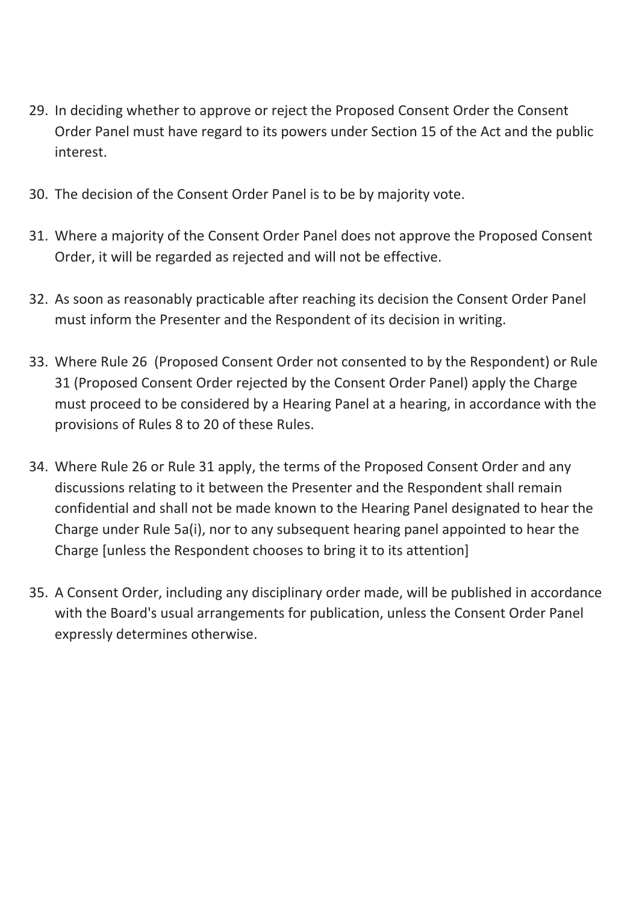29. In deciding whether to approve or reject the Proposed Consent Order the Consent Order Panel must have regard to its powers under Section 15 of the Act and the public interest.

30. The decision of the Consent Order Panel is to be by majority vote.

31. Where a majority of the Consent Order Panel does not approve the Proposed Consent Order, it will be regarded as rejected and will not be effective.

32. As soon as reasonably practicable after reaching its decision the Consent Order Panel must inform the Presenter and the Respondent of its decision in writing.

33. Where Rule 26 (Proposed Consent Order not consented to by the Respondent) or Rule 31 (Proposed Consent Order rejected by the Consent Order Panel) apply the Charge must proceed to be considered by a Hearing Panel at a hearing, in accordance with the provisions of Rules 8 to 20 of these Rules.

34. Where Rule 26 or Rule 31 apply, the terms of the Proposed Consent Order and any discussions relating to it between the Presenter and the Respondent shall remain confidential and shall not be made known to the Hearing Panel designated to hear the Charge under Rule 5a(i), nor to any subsequent hearing panel appointed to hear the Charge [unless the Respondent chooses to bring it to its attention]

35. A Consent Order, including any disciplinary order made, will be published in accordance with the Board's usual arrangements for publication, unless the Consent Order Panel expressly determines otherwise.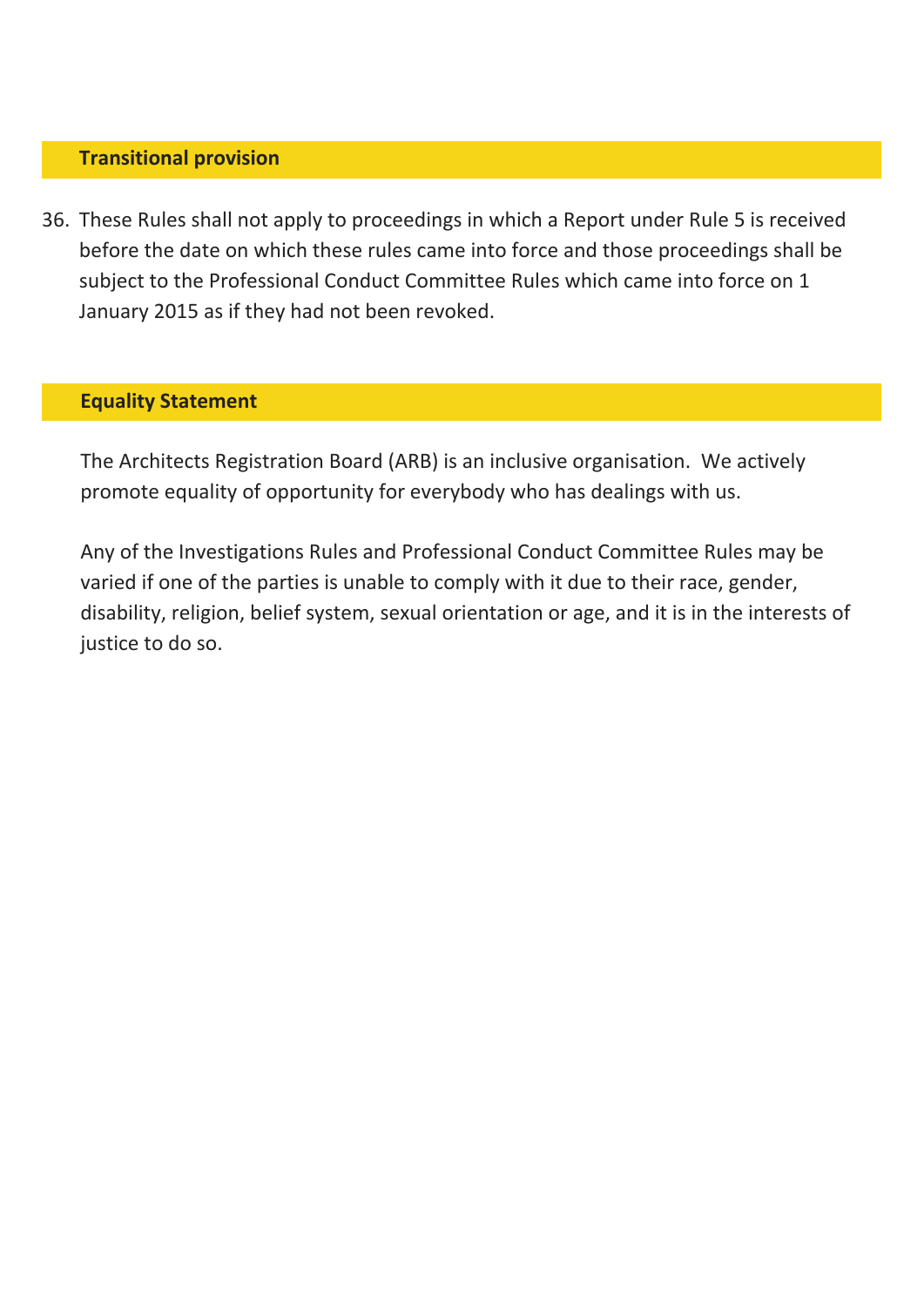## Transitional provision

36. These Rules shall not apply to proceedings in which a Report under Rule 5 is received before the date on which these rules came into force and those proceedings shall be subject to the Professional Conduct Committee Rules which came into force on 1 January 2015 as if they had not been revoked.

## Equality Statement

The Architects Registration Board (ARB) is an inclusive organisation. We actively promote equality of opportunity for everybody who has dealings with us.

Any of the Investigations Rules and Professional Conduct Committee Rules may be varied if one of the parties is unable to comply with it due to their race, gender, disability, religion, belief system, sexual orientation or age, and it is in the interests of justice to do so.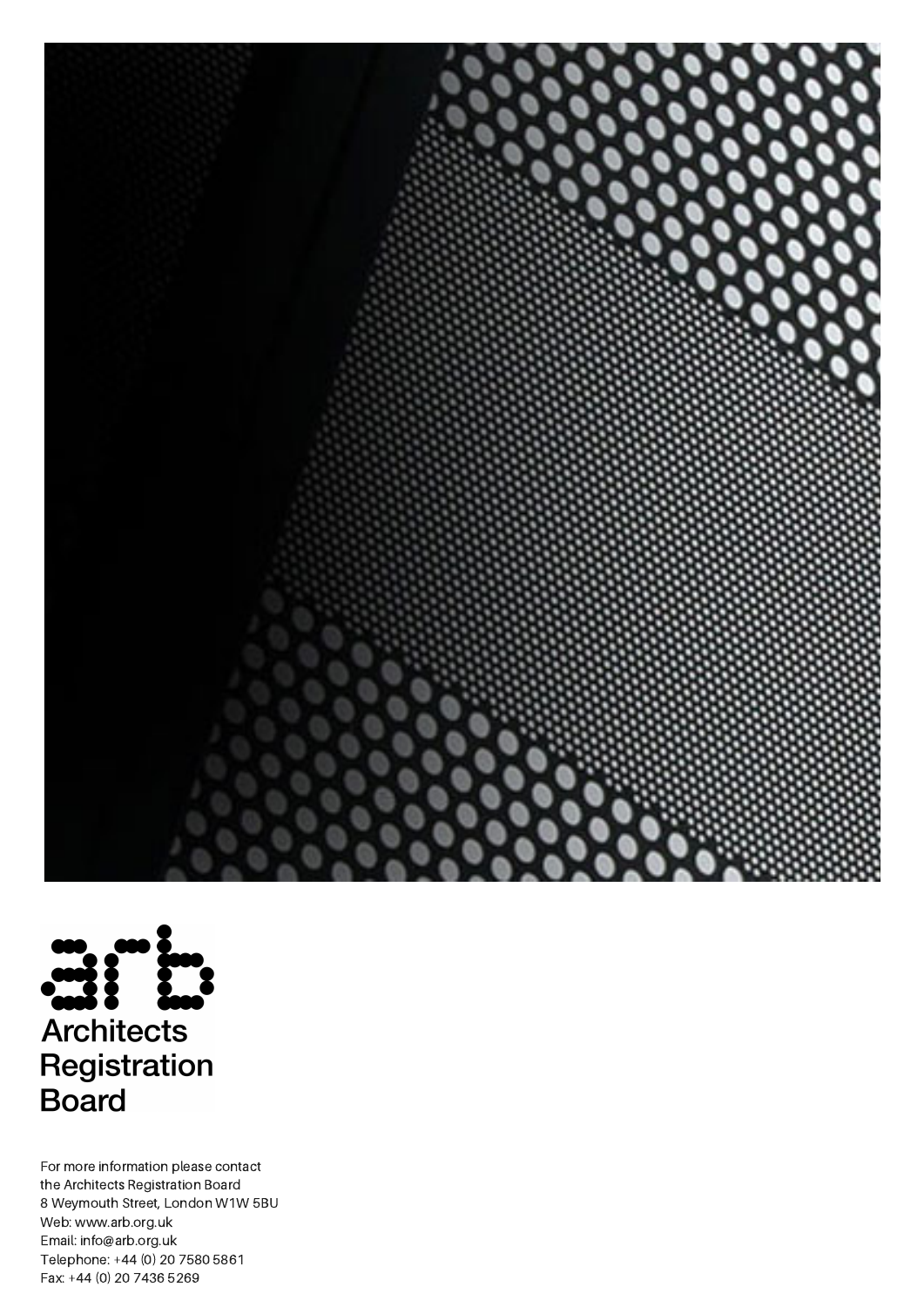Architects
Registration
Board

For more information please contact
the Architects Registration Board
8 Weymouth Street, London W1W 5BU
Web: www.arb.org.uk
Email: info@arb.org.uk
Telephone: +44 (0) 20 7580 5861
Fax: +44 (0) 20 7436 5269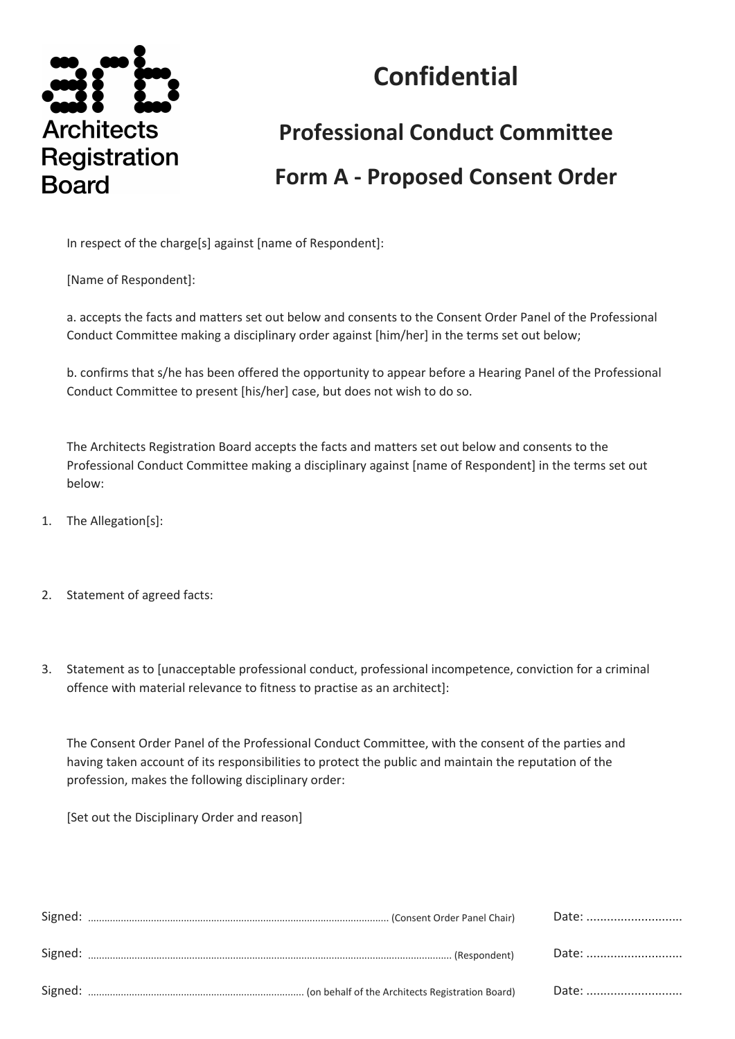Architects Registration Board

# Confidential

## Professional Conduct Committee

## Form A - Proposed Consent Order

In respect of the charge[s] against [name of Respondent]:

[Name of Respondent]:

a. accepts the facts and matters set out below and consents to the Consent Order Panel of the Professional Conduct Committee making a disciplinary order against [him/her] in the terms set out below;

b. confirms that s/he has been offered the opportunity to appear before a Hearing Panel of the Professional Conduct Committee to present [his/her] case, but does not wish to do so.

The Architects Registration Board accepts the facts and matters set out below and consents to the Professional Conduct Committee making a disciplinary against [name of Respondent] in the terms set out below:

1. The Allegation[s]:

2. Statement of agreed facts:

3. Statement as to [unacceptable professional conduct, professional incompetence, conviction for a criminal offence with material relevance to fitness to practise as an architect]:

The Consent Order Panel of the Professional Conduct Committee, with the consent of the parties and having taken account of its responsibilities to protect the public and maintain the reputation of the profession, makes the following disciplinary order:

[Set out the Disciplinary Order and reason]

Signed: ........................................................................................................ (Consent Order Panel Chair) Date: ............................

Signed: ........................................................................................................ (Respondent) Date: ............................

Signed: ............................................................................. (on behalf of the Architects Registration Board) Date: ............................